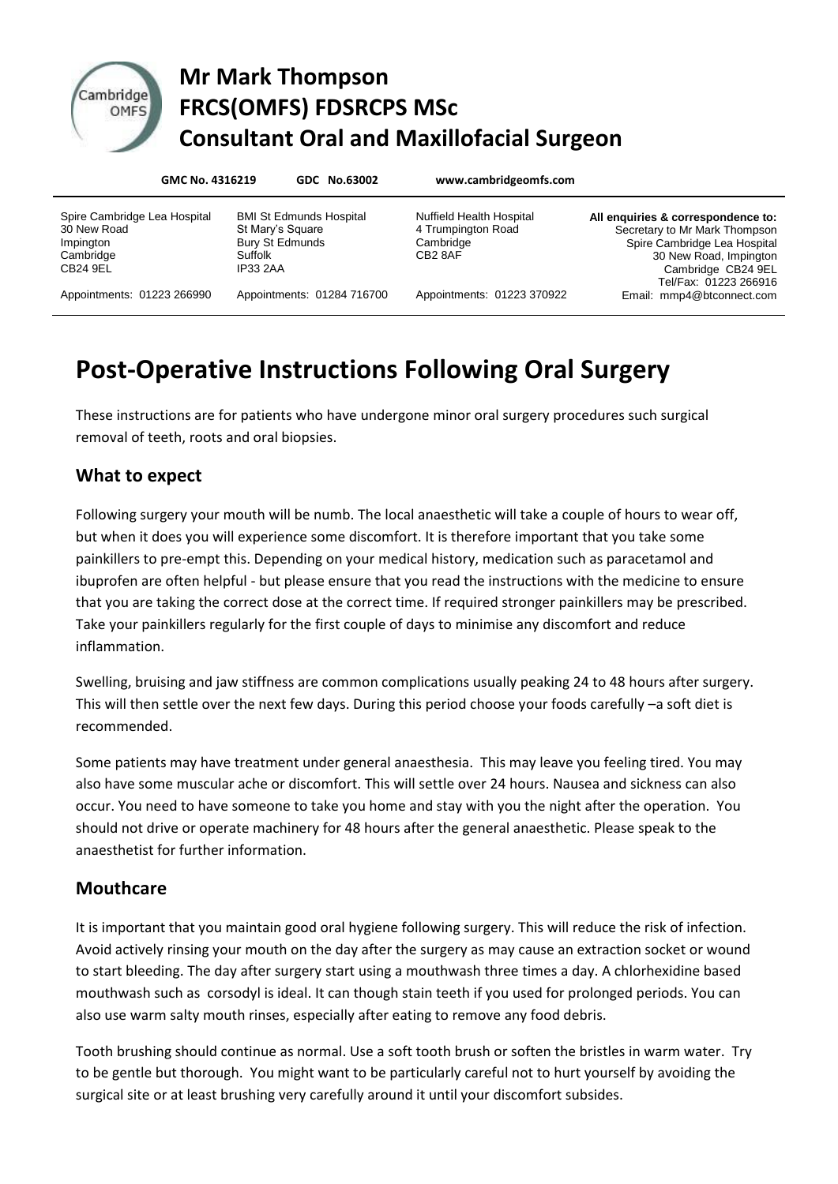# Mr Mark Thompson
# FRCS(OMFS) FDSRCPS MSc
# Consultant Oral and Maxillofacial Surgeon

**GMC No. 4316219** **GDC No.63002** **www.cambridgeomfs.com**

Spire Cambridge Lea Hospital
30 New Road
Impington
Cambridge
CB24 9EL
Appointments: 01223 266990

BMI St Edmunds Hospital
St Mary's Square
Bury St Edmunds
Suffolk
IP33 2AA
Appointments: 01284 716700

Nuffield Health Hospital
4 Trumpington Road
Cambridge
CB2 8AF
Appointments: 01223 370922

**All enquiries & correspondence to:**
Secretary to Mr Mark Thompson
Spire Cambridge Lea Hospital
30 New Road, Impington
Cambridge CB24 9EL
Tel/Fax: 01223 266916
Email: mmp4@btconnect.com

# Post-Operative Instructions Following Oral Surgery

These instructions are for patients who have undergone minor oral surgery procedures such surgical removal of teeth, roots and oral biopsies.

## What to expect

Following surgery your mouth will be numb. The local anaesthetic will take a couple of hours to wear off, but when it does you will experience some discomfort. It is therefore important that you take some painkillers to pre-empt this. Depending on your medical history, medication such as paracetamol and ibuprofen are often helpful - but please ensure that you read the instructions with the medicine to ensure that you are taking the correct dose at the correct time. If required stronger painkillers may be prescribed. Take your painkillers regularly for the first couple of days to minimise any discomfort and reduce inflammation.

Swelling, bruising and jaw stiffness are common complications usually peaking 24 to 48 hours after surgery. This will then settle over the next few days. During this period choose your foods carefully –a soft diet is recommended.

Some patients may have treatment under general anaesthesia. This may leave you feeling tired. You may also have some muscular ache or discomfort. This will settle over 24 hours. Nausea and sickness can also occur. You need to have someone to take you home and stay with you the night after the operation. You should not drive or operate machinery for 48 hours after the general anaesthetic. Please speak to the anaesthetist for further information.

## Mouthcare

It is important that you maintain good oral hygiene following surgery. This will reduce the risk of infection. Avoid actively rinsing your mouth on the day after the surgery as may cause an extraction socket or wound to start bleeding. The day after surgery start using a mouthwash three times a day. A chlorhexidine based mouthwash such as corsodyl is ideal. It can though stain teeth if you used for prolonged periods. You can also use warm salty mouth rinses, especially after eating to remove any food debris.

Tooth brushing should continue as normal. Use a soft tooth brush or soften the bristles in warm water. Try to be gentle but thorough. You might want to be particularly careful not to hurt yourself by avoiding the surgical site or at least brushing very carefully around it until your discomfort subsides.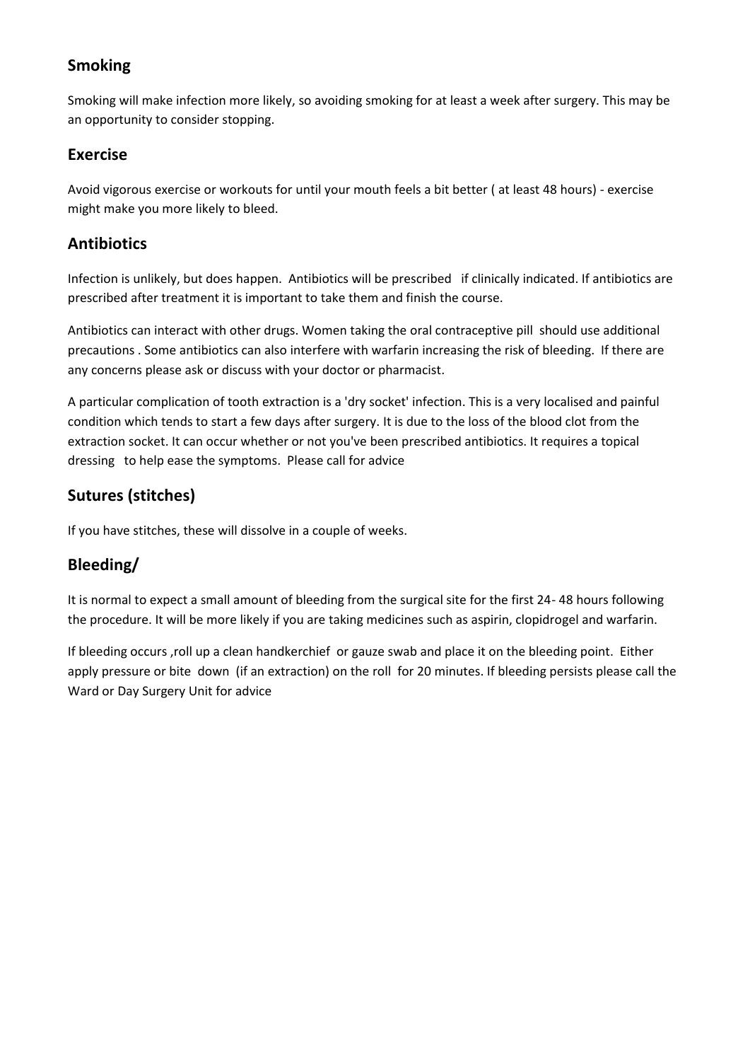## Smoking

Smoking will make infection more likely, so avoiding smoking for at least a week after surgery. This may be an opportunity to consider stopping.

## Exercise

Avoid vigorous exercise or workouts for until your mouth feels a bit better ( at least 48 hours) - exercise might make you more likely to bleed.

## Antibiotics

Infection is unlikely, but does happen. Antibiotics will be prescribed if clinically indicated. If antibiotics are prescribed after treatment it is important to take them and finish the course.

Antibiotics can interact with other drugs. Women taking the oral contraceptive pill should use additional precautions . Some antibiotics can also interfere with warfarin increasing the risk of bleeding. If there are any concerns please ask or discuss with your doctor or pharmacist.

A particular complication of tooth extraction is a 'dry socket' infection. This is a very localised and painful condition which tends to start a few days after surgery. It is due to the loss of the blood clot from the extraction socket. It can occur whether or not you've been prescribed antibiotics. It requires a topical dressing to help ease the symptoms. Please call for advice

## Sutures (stitches)

If you have stitches, these will dissolve in a couple of weeks.

## Bleeding/

It is normal to expect a small amount of bleeding from the surgical site for the first 24- 48 hours following the procedure. It will be more likely if you are taking medicines such as aspirin, clopidrogel and warfarin.

If bleeding occurs ,roll up a clean handkerchief or gauze swab and place it on the bleeding point. Either apply pressure or bite down (if an extraction) on the roll for 20 minutes. If bleeding persists please call the Ward or Day Surgery Unit for advice